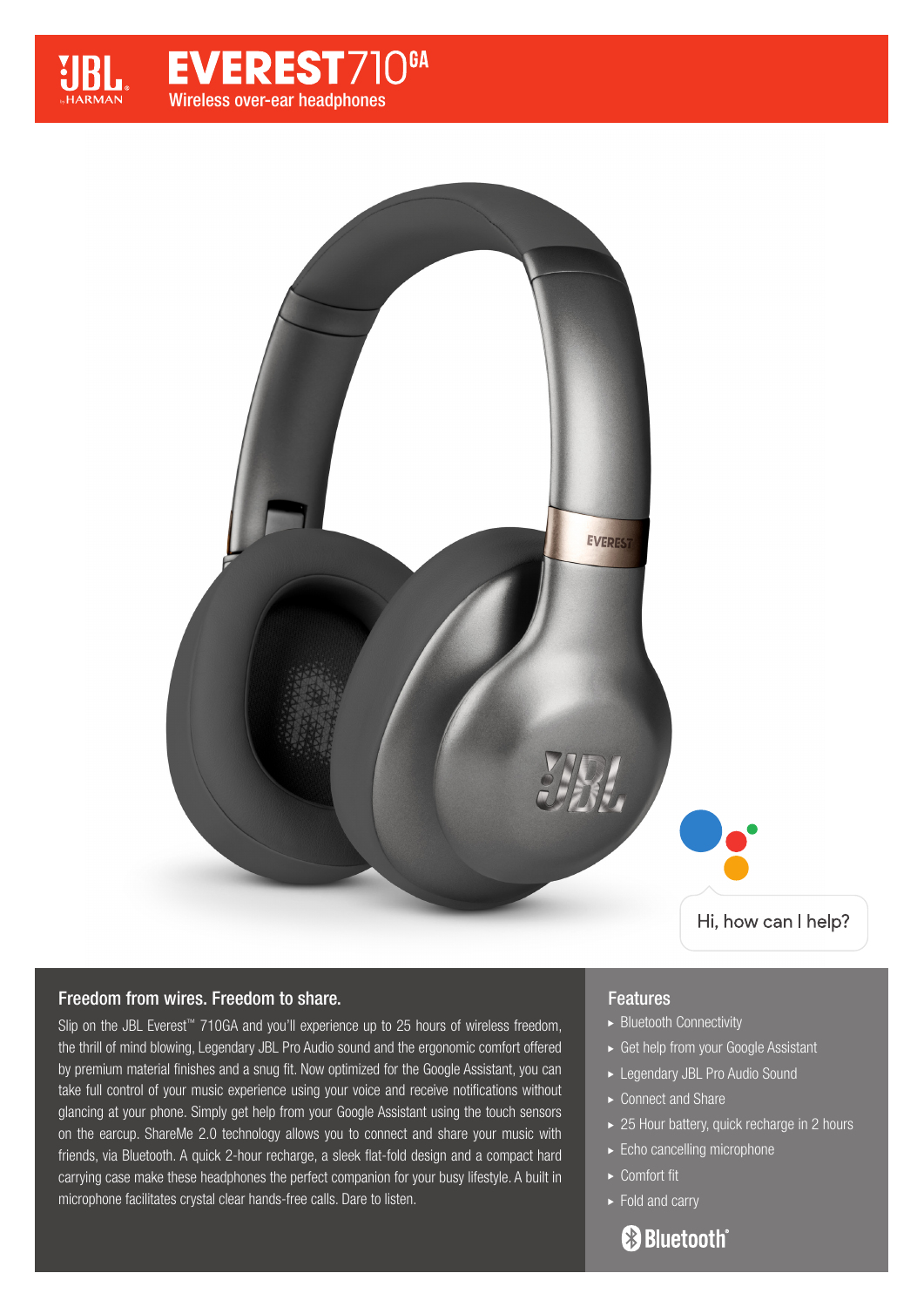# JBL EVEREST 710GA

Wireless over-ear headphones

Hi, how can I help?

## Freedom from wires. Freedom to share.

Slip on the JBL Everest™ 710GA and you'll experience up to 25 hours of wireless freedom, the thrill of mind blowing, Legendary JBL Pro Audio sound and the ergonomic comfort offered by premium material finishes and a snug fit. Now optimized for the Google Assistant, you can take full control of your music experience using your voice and receive notifications without glancing at your phone. Simply get help from your Google Assistant using the touch sensors on the earcup. ShareMe 2.0 technology allows you to connect and share your music with friends, via Bluetooth. A quick 2-hour recharge, a sleek flat-fold design and a compact hard carrying case make these headphones the perfect companion for your busy lifestyle. A built in microphone facilitates crystal clear hands-free calls. Dare to listen.

## Features

- Bluetooth Connectivity
- Get help from your Google Assistant
- Legendary JBL Pro Audio Sound
- Connect and Share
- 25 Hour battery, quick recharge in 2 hours
- Echo cancelling microphone
- Comfort fit
- Fold and carry

Bluetooth®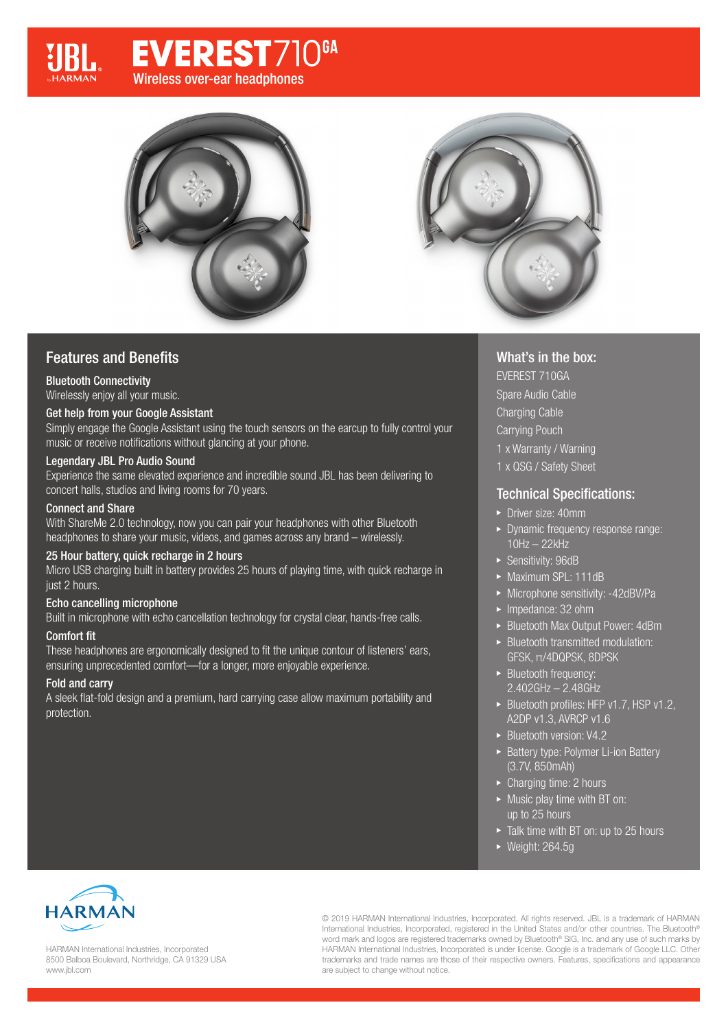# EVEREST710GA

Wireless over-ear headphones

## Features and Benefits

**Bluetooth Connectivity**
Wirelessly enjoy all your music.

**Get help from your Google Assistant**
Simply engage the Google Assistant using the touch sensors on the earcup to fully control your music or receive notifications without glancing at your phone.

**Legendary JBL Pro Audio Sound**
Experience the same elevated experience and incredible sound JBL has been delivering to concert halls, studios and living rooms for 70 years.

**Connect and Share**
With ShareMe 2.0 technology, now you can pair your headphones with other Bluetooth headphones to share your music, videos, and games across any brand – wirelessly.

**25 Hour battery, quick recharge in 2 hours**
Micro USB charging built in battery provides 25 hours of playing time, with quick recharge in just 2 hours.

**Echo cancelling microphone**
Built in microphone with echo cancellation technology for crystal clear, hands-free calls.

**Comfort fit**
These headphones are ergonomically designed to fit the unique contour of listeners' ears, ensuring unprecedented comfort—for a longer, more enjoyable experience.

**Fold and carry**
A sleek flat-fold design and a premium, hard carrying case allow maximum portability and protection.

## What's in the box:

EVEREST 710GA
Spare Audio Cable
Charging Cable
Carrying Pouch
1 x Warranty / Warning
1 x QSG / Safety Sheet

## Technical Specifications:

- Driver size: 40mm
- Dynamic frequency response range: 10Hz – 22kHz
- Sensitivity: 96dB
- Maximum SPL: 111dB
- Microphone sensitivity: -42dBV/Pa
- Impedance: 32 ohm
- Bluetooth Max Output Power: 4dBm
- Bluetooth transmitted modulation: GFSK, π/4DQPSK, 8DPSK
- Bluetooth frequency: 2.402GHz – 2.48GHz
- Bluetooth profiles: HFP v1.7, HSP v1.2, A2DP v1.3, AVRCP v1.6
- Bluetooth version: V4.2
- Battery type: Polymer Li-ion Battery (3.7V, 850mAh)
- Charging time: 2 hours
- Music play time with BT on: up to 25 hours
- Talk time with BT on: up to 25 hours
- Weight: 264.5g

HARMAN International Industries, Incorporated
8500 Balboa Boulevard, Northridge, CA 91329 USA
www.jbl.com

© 2019 HARMAN International Industries, Incorporated. All rights reserved. JBL is a trademark of HARMAN International Industries, Incorporated, registered in the United States and/or other countries. The Bluetooth® word mark and logos are registered trademarks owned by Bluetooth® SIG, Inc. and any use of such marks by HARMAN International Industries, Incorporated is under license. Google is a trademark of Google LLC. Other trademarks and trade names are those of their respective owners. Features, specifications and appearance are subject to change without notice.